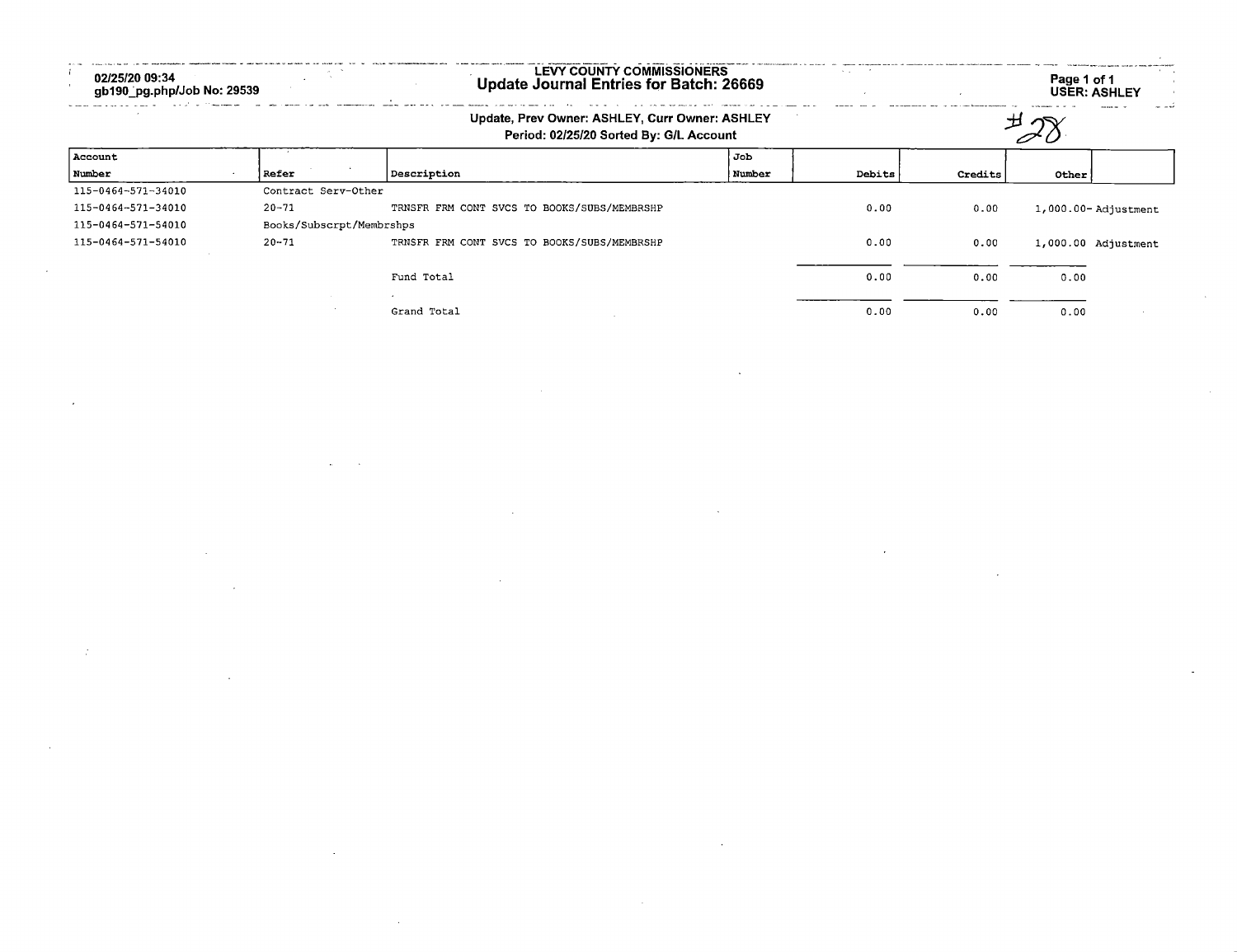02/25/20 09:34
gb190_pg.php/Job No: 29539

# LEVY COUNTY COMMISSIONERS
## Update Journal Entries for Batch: 26669

USER: ASHLEY

Update, Prev Owner: ASHLEY, Curr Owner: ASHLEY
Period: 02/25/20 Sorted By: G/L Account

#28

| Account Number | Refer | Description | Job Number | Debits | Credits | Other | |
|---|---|---|---|---|---|---|---|
| 115-0464-571-34010 | Contract Serv-Other | | | | | | |
| 115-0464-571-34010 | 20-71 | TRNSFR FRM CONT SVCS TO BOOKS/SUBS/MEMBRSHP | | 0.00 | 0.00 | 1,000.00- | Adjustment |
| 115-0464-571-54010 | Books/Subscrpt/Membrshps | | | | | | |
| 115-0464-571-54010 | 20-71 | TRNSFR FRM CONT SVCS TO BOOKS/SUBS/MEMBRSHP | | 0.00 | 0.00 | 1,000.00 | Adjustment |
| | | Fund Total | | 0.00 | 0.00 | 0.00 | |
| | | Grand Total | | 0.00 | 0.00 | 0.00 | |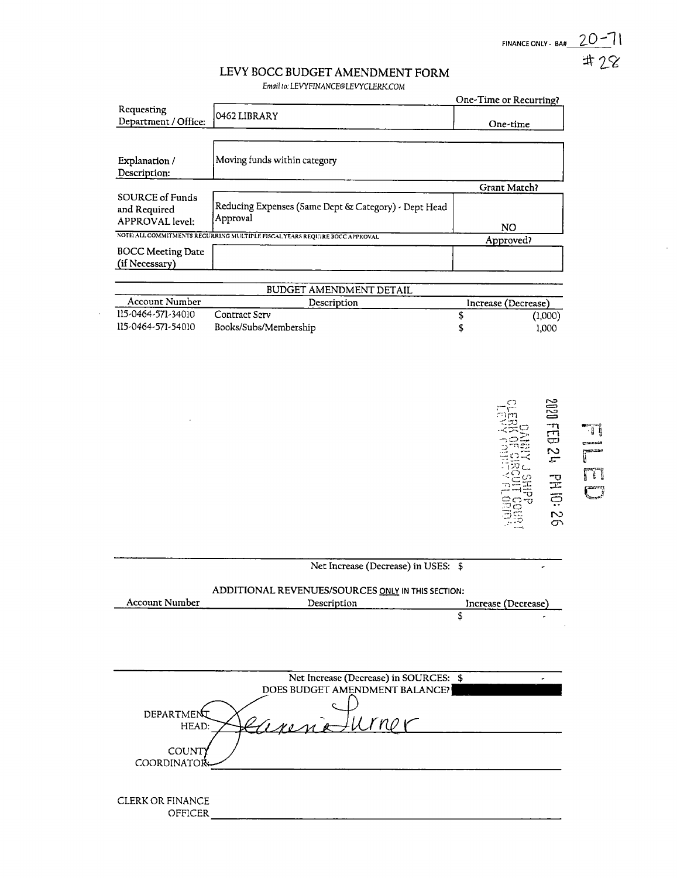FINANCE ONLY - BA# 20-71
#28

# LEVY BOCC BUDGET AMENDMENT FORM

*Email to: LEVYFINANCE@LEVYCLERK.COM*

| | | One-Time or Recurring? |
|---|---|---|
| Requesting Department / Office: | 0462 LIBRARY | One-time |
| Explanation / Description: | Moving funds within category | |
| | | Grant Match? |
| SOURCE of Funds and Required APPROVAL level: | Reducing Expenses (Same Dept & Category) - Dept Head Approval | NO |
| NOTE: ALL COMMITMENTS RECURRING MULTIPLE FISCAL YEARS REQUIRE BOCC APPROVAL | | Approved? |
| BOCC Meeting Date (if Necessary) | | |

## BUDGET AMENDMENT DETAIL

| Account Number | Description | Increase (Decrease) |
|---|---|---|
| 115-0464-571-34010 | Contract Serv | $ (1,000) |
| 115-0464-571-54010 | Books/Subs/Membership | $ 1,000 |

FILED
2020 FEB 24 PM 10:26
DANNY J SHIPP
CLERK OF CIRCUIT COURT
LEVY COUNTY FLORIDA

Net Increase (Decrease) in USES: $ -

ADDITIONAL REVENUES/SOURCES ONLY IN THIS SECTION:

| Account Number | Description | Increase (Decrease) |
|---|---|---|
| | | $ - |

Net Increase (Decrease) in SOURCES: $ -

DOES BUDGET AMENDMENT BALANCE?

DEPARTMENT HEAD: Jeanene Turner

COUNTY COORDINATOR: ______________________

CLERK OR FINANCE OFFICER ______________________